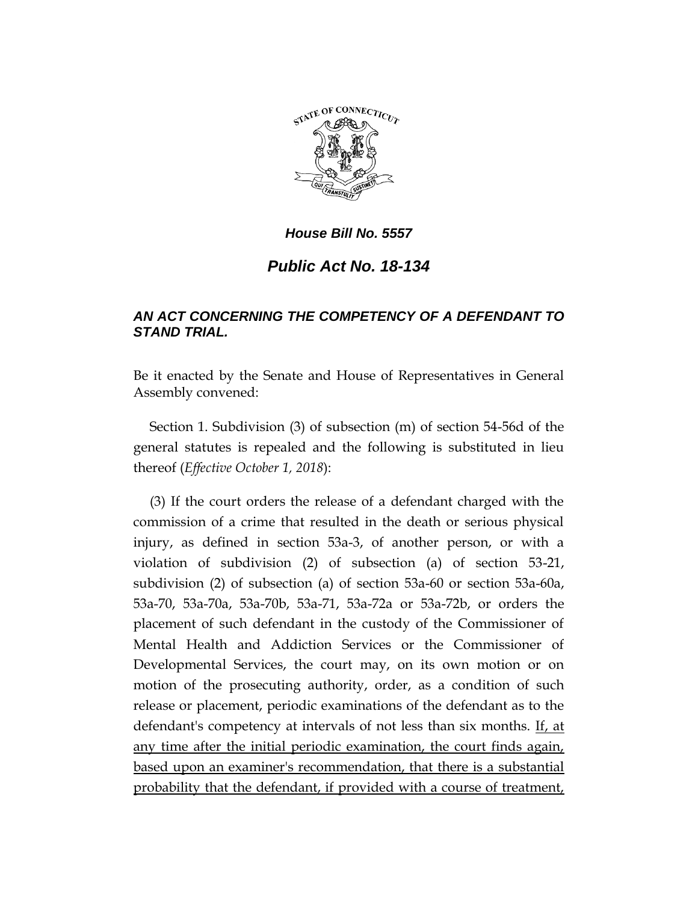*House Bill No. 5557*

# *Public Act No. 18-134*

## *AN ACT CONCERNING THE COMPETENCY OF A DEFENDANT TO STAND TRIAL.*

Be it enacted by the Senate and House of Representatives in General Assembly convened:

Section 1. Subdivision (3) of subsection (m) of section 54-56d of the general statutes is repealed and the following is substituted in lieu thereof (*Effective October 1, 2018*):

(3) If the court orders the release of a defendant charged with the commission of a crime that resulted in the death or serious physical injury, as defined in section 53a-3, of another person, or with a violation of subdivision (2) of subsection (a) of section 53-21, subdivision (2) of subsection (a) of section 53a-60 or section 53a-60a, 53a-70, 53a-70a, 53a-70b, 53a-71, 53a-72a or 53a-72b, or orders the placement of such defendant in the custody of the Commissioner of Mental Health and Addiction Services or the Commissioner of Developmental Services, the court may, on its own motion or on motion of the prosecuting authority, order, as a condition of such release or placement, periodic examinations of the defendant as to the defendant's competency at intervals of not less than six months. <u>If, at any time after the initial periodic examination, the court finds again, based upon an examiner's recommendation, that there is a substantial probability that the defendant, if provided with a course of treatment,</u>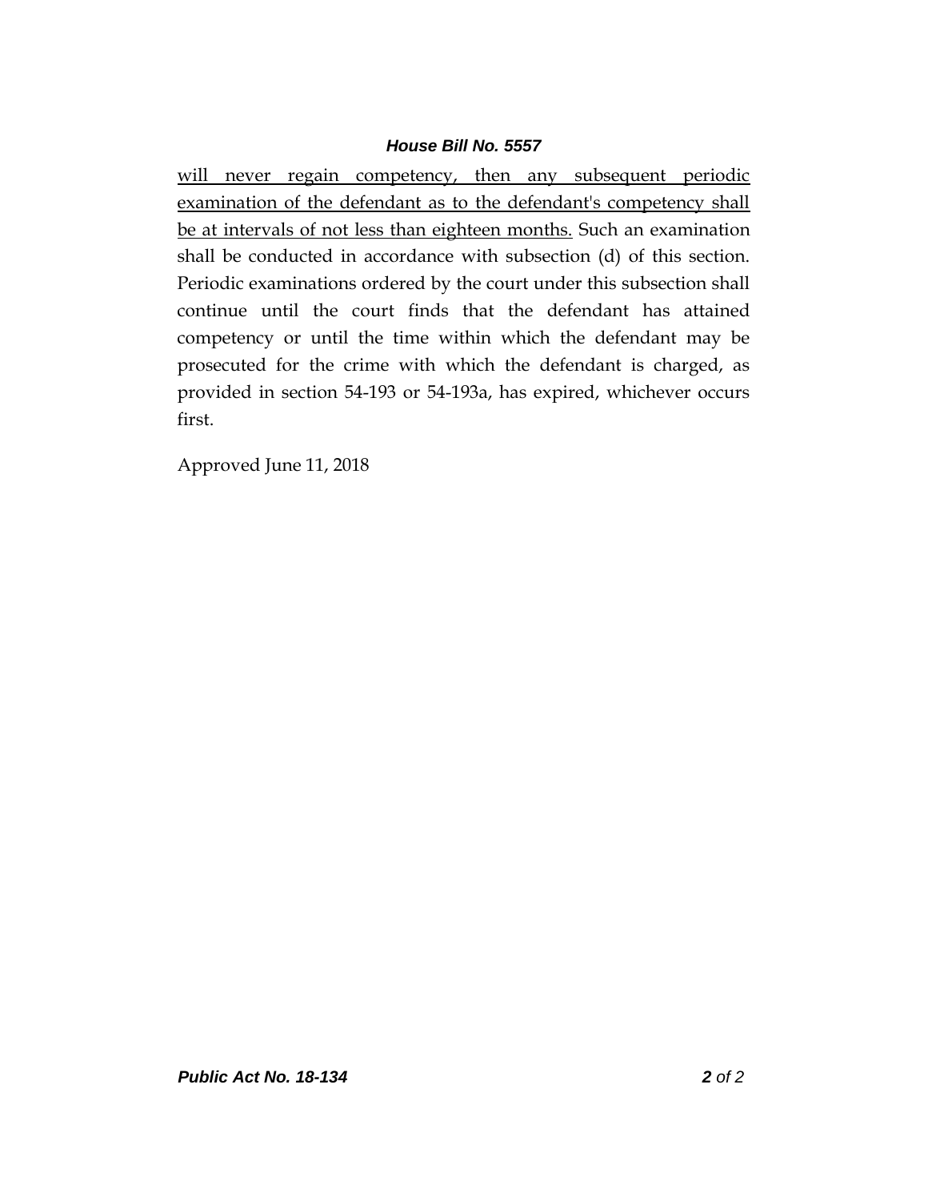will never regain competency, then any subsequent periodic examination of the defendant as to the defendant's competency shall be at intervals of not less than eighteen months. Such an examination shall be conducted in accordance with subsection (d) of this section. Periodic examinations ordered by the court under this subsection shall continue until the court finds that the defendant has attained competency or until the time within which the defendant may be prosecuted for the crime with which the defendant is charged, as provided in section 54-193 or 54-193a, has expired, whichever occurs first.

Approved June 11, 2018